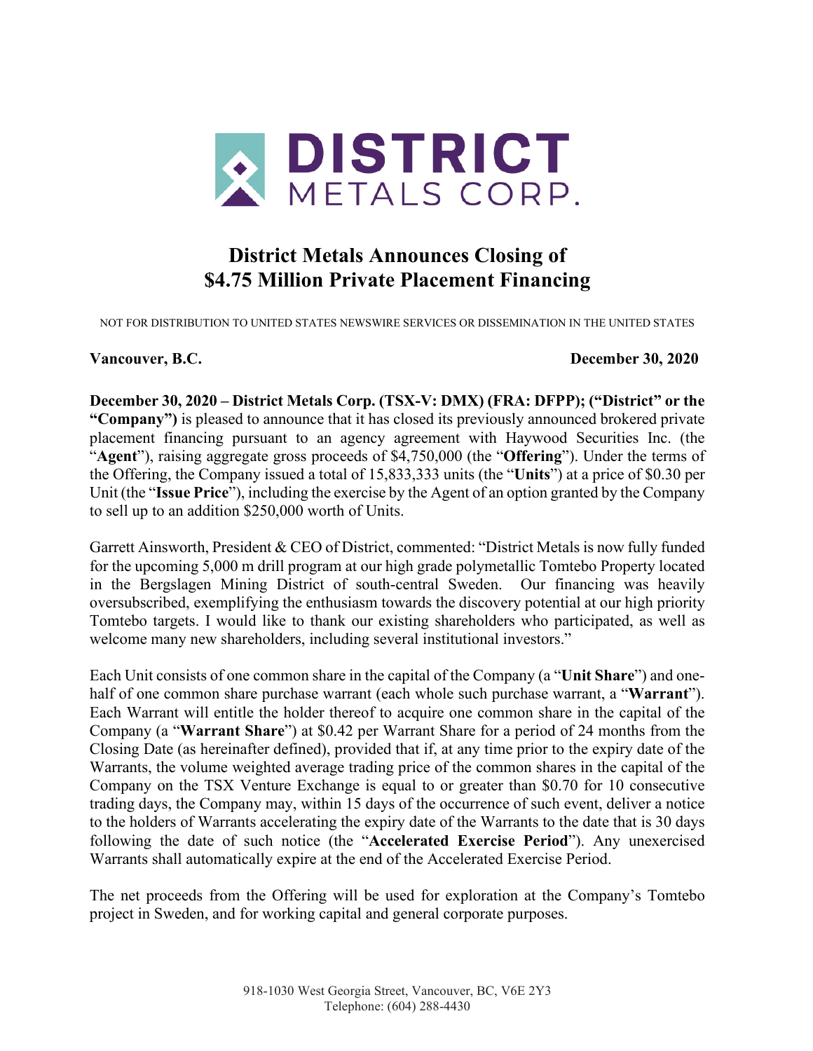# District Metals Announces Closing of $4.75 Million Private Placement Financing

NOT FOR DISTRIBUTION TO UNITED STATES NEWSWIRE SERVICES OR DISSEMINATION IN THE UNITED STATES

**Vancouver, B.C.** **December 30, 2020**

**December 30, 2020 – District Metals Corp. (TSX-V: DMX) (FRA: DFPP); ("District" or the "Company")** is pleased to announce that it has closed its previously announced brokered private placement financing pursuant to an agency agreement with Haywood Securities Inc. (the "**Agent**"), raising aggregate gross proceeds of $4,750,000 (the "**Offering**"). Under the terms of the Offering, the Company issued a total of 15,833,333 units (the "**Units**") at a price of $0.30 per Unit (the "**Issue Price**"), including the exercise by the Agent of an option granted by the Company to sell up to an addition $250,000 worth of Units.

Garrett Ainsworth, President & CEO of District, commented: "District Metals is now fully funded for the upcoming 5,000 m drill program at our high grade polymetallic Tomtebo Property located in the Bergslagen Mining District of south-central Sweden. Our financing was heavily oversubscribed, exemplifying the enthusiasm towards the discovery potential at our high priority Tomtebo targets. I would like to thank our existing shareholders who participated, as well as welcome many new shareholders, including several institutional investors."

Each Unit consists of one common share in the capital of the Company (a "**Unit Share**") and one-half of one common share purchase warrant (each whole such purchase warrant, a "**Warrant**"). Each Warrant will entitle the holder thereof to acquire one common share in the capital of the Company (a "**Warrant Share**") at $0.42 per Warrant Share for a period of 24 months from the Closing Date (as hereinafter defined), provided that if, at any time prior to the expiry date of the Warrants, the volume weighted average trading price of the common shares in the capital of the Company on the TSX Venture Exchange is equal to or greater than $0.70 for 10 consecutive trading days, the Company may, within 15 days of the occurrence of such event, deliver a notice to the holders of Warrants accelerating the expiry date of the Warrants to the date that is 30 days following the date of such notice (the "**Accelerated Exercise Period**"). Any unexercised Warrants shall automatically expire at the end of the Accelerated Exercise Period.

The net proceeds from the Offering will be used for exploration at the Company's Tomtebo project in Sweden, and for working capital and general corporate purposes.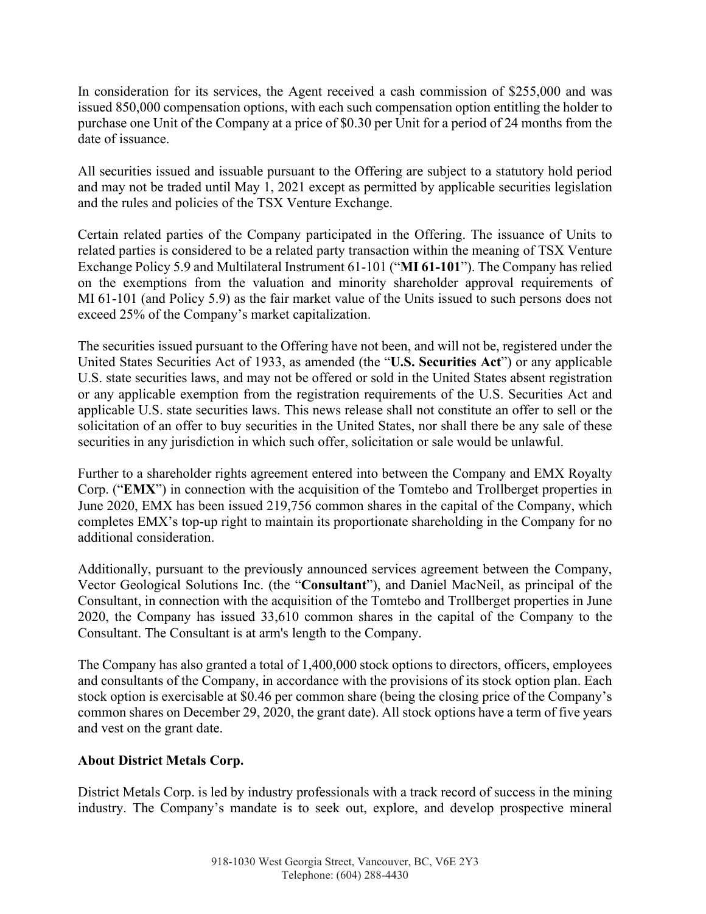In consideration for its services, the Agent received a cash commission of $255,000 and was issued 850,000 compensation options, with each such compensation option entitling the holder to purchase one Unit of the Company at a price of $0.30 per Unit for a period of 24 months from the date of issuance.

All securities issued and issuable pursuant to the Offering are subject to a statutory hold period and may not be traded until May 1, 2021 except as permitted by applicable securities legislation and the rules and policies of the TSX Venture Exchange.

Certain related parties of the Company participated in the Offering. The issuance of Units to related parties is considered to be a related party transaction within the meaning of TSX Venture Exchange Policy 5.9 and Multilateral Instrument 61-101 ("**MI 61-101**"). The Company has relied on the exemptions from the valuation and minority shareholder approval requirements of MI 61-101 (and Policy 5.9) as the fair market value of the Units issued to such persons does not exceed 25% of the Company's market capitalization.

The securities issued pursuant to the Offering have not been, and will not be, registered under the United States Securities Act of 1933, as amended (the "**U.S. Securities Act**") or any applicable U.S. state securities laws, and may not be offered or sold in the United States absent registration or any applicable exemption from the registration requirements of the U.S. Securities Act and applicable U.S. state securities laws. This news release shall not constitute an offer to sell or the solicitation of an offer to buy securities in the United States, nor shall there be any sale of these securities in any jurisdiction in which such offer, solicitation or sale would be unlawful.

Further to a shareholder rights agreement entered into between the Company and EMX Royalty Corp. ("**EMX**") in connection with the acquisition of the Tomtebo and Trollberget properties in June 2020, EMX has been issued 219,756 common shares in the capital of the Company, which completes EMX's top-up right to maintain its proportionate shareholding in the Company for no additional consideration.

Additionally, pursuant to the previously announced services agreement between the Company, Vector Geological Solutions Inc. (the "**Consultant**"), and Daniel MacNeil, as principal of the Consultant, in connection with the acquisition of the Tomtebo and Trollberget properties in June 2020, the Company has issued 33,610 common shares in the capital of the Company to the Consultant. The Consultant is at arm's length to the Company.

The Company has also granted a total of 1,400,000 stock options to directors, officers, employees and consultants of the Company, in accordance with the provisions of its stock option plan. Each stock option is exercisable at $0.46 per common share (being the closing price of the Company's common shares on December 29, 2020, the grant date). All stock options have a term of five years and vest on the grant date.

**About District Metals Corp.**

District Metals Corp. is led by industry professionals with a track record of success in the mining industry. The Company's mandate is to seek out, explore, and develop prospective mineral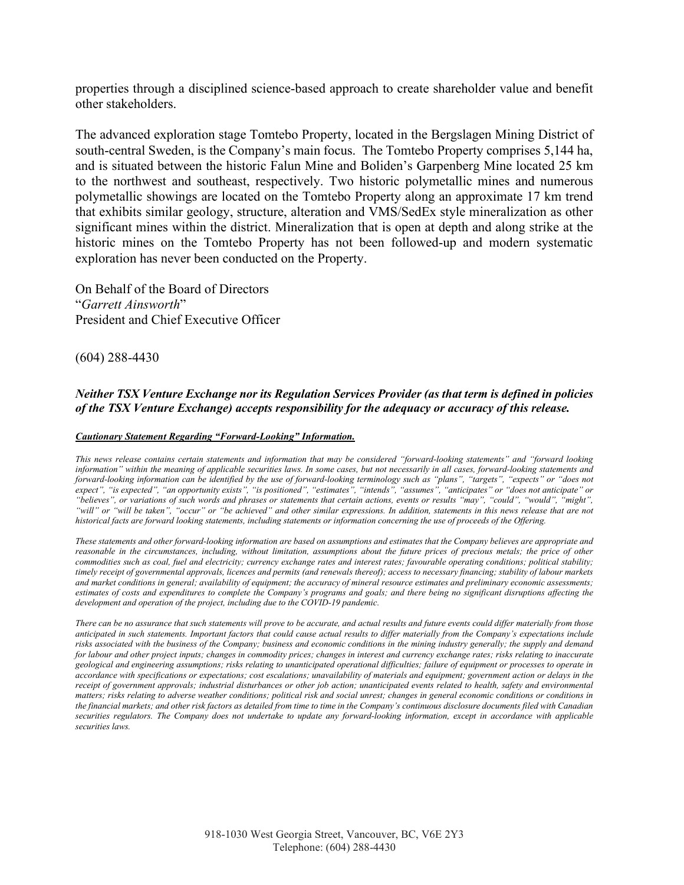properties through a disciplined science-based approach to create shareholder value and benefit other stakeholders.

The advanced exploration stage Tomtebo Property, located in the Bergslagen Mining District of south-central Sweden, is the Company's main focus. The Tomtebo Property comprises 5,144 ha, and is situated between the historic Falun Mine and Boliden's Garpenberg Mine located 25 km to the northwest and southeast, respectively. Two historic polymetallic mines and numerous polymetallic showings are located on the Tomtebo Property along an approximate 17 km trend that exhibits similar geology, structure, alteration and VMS/SedEx style mineralization as other significant mines within the district. Mineralization that is open at depth and along strike at the historic mines on the Tomtebo Property has not been followed-up and modern systematic exploration has never been conducted on the Property.

On Behalf of the Board of Directors
"*Garrett Ainsworth*"
President and Chief Executive Officer

(604) 288-4430

***Neither TSX Venture Exchange nor its Regulation Services Provider (as that term is defined in policies of the TSX Venture Exchange) accepts responsibility for the adequacy or accuracy of this release.***

***<u>Cautionary Statement Regarding "Forward-Looking" Information.</u>***

*This news release contains certain statements and information that may be considered "forward-looking statements" and "forward looking information" within the meaning of applicable securities laws. In some cases, but not necessarily in all cases, forward-looking statements and forward-looking information can be identified by the use of forward-looking terminology such as "plans", "targets", "expects" or "does not expect", "is expected", "an opportunity exists", "is positioned", "estimates", "intends", "assumes", "anticipates" or "does not anticipate" or "believes", or variations of such words and phrases or statements that certain actions, events or results "may", "could", "would", "might", "will" or "will be taken", "occur" or "be achieved" and other similar expressions. In addition, statements in this news release that are not historical facts are forward looking statements, including statements or information concerning the use of proceeds of the Offering.*

*These statements and other forward-looking information are based on assumptions and estimates that the Company believes are appropriate and reasonable in the circumstances, including, without limitation, assumptions about the future prices of precious metals; the price of other commodities such as coal, fuel and electricity; currency exchange rates and interest rates; favourable operating conditions; political stability; timely receipt of governmental approvals, licences and permits (and renewals thereof); access to necessary financing; stability of labour markets and market conditions in general; availability of equipment; the accuracy of mineral resource estimates and preliminary economic assessments; estimates of costs and expenditures to complete the Company's programs and goals; and there being no significant disruptions affecting the development and operation of the project, including due to the COVID-19 pandemic.*

*There can be no assurance that such statements will prove to be accurate, and actual results and future events could differ materially from those anticipated in such statements. Important factors that could cause actual results to differ materially from the Company's expectations include risks associated with the business of the Company; business and economic conditions in the mining industry generally; the supply and demand for labour and other project inputs; changes in commodity prices; changes in interest and currency exchange rates; risks relating to inaccurate geological and engineering assumptions; risks relating to unanticipated operational difficulties; failure of equipment or processes to operate in accordance with specifications or expectations; cost escalations; unavailability of materials and equipment; government action or delays in the receipt of government approvals; industrial disturbances or other job action; unanticipated events related to health, safety and environmental matters; risks relating to adverse weather conditions; political risk and social unrest; changes in general economic conditions or conditions in the financial markets; and other risk factors as detailed from time to time in the Company's continuous disclosure documents filed with Canadian securities regulators. The Company does not undertake to update any forward-looking information, except in accordance with applicable securities laws.*

918-1030 West Georgia Street, Vancouver, BC, V6E 2Y3
Telephone: (604) 288-4430